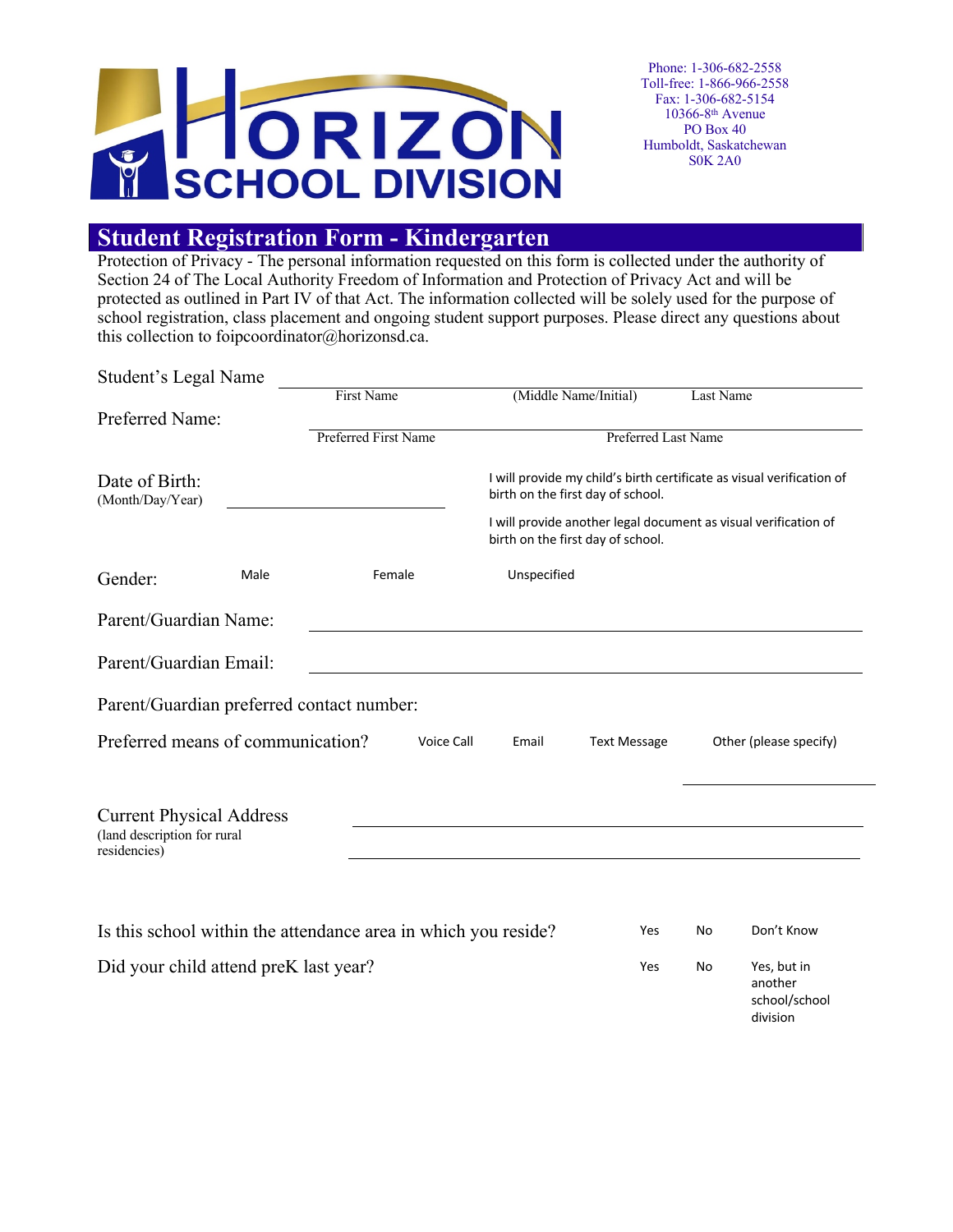# HORIZON SCHOOL DIVISION

Phone: 1-306-682-2558
Toll-free: 1-866-966-2558
Fax: 1-306-682-5154
10366-8th Avenue
PO Box 40
Humboldt, Saskatchewan
S0K 2A0

## Student Registration Form - Kindergarten

Protection of Privacy - The personal information requested on this form is collected under the authority of Section 24 of The Local Authority Freedom of Information and Protection of Privacy Act and will be protected as outlined in Part IV of that Act. The information collected will be solely used for the purpose of school registration, class placement and ongoing student support purposes. Please direct any questions about this collection to foipcoordinator@horizonsd.ca.

Student's Legal Name ____________________________________________
First Name (Middle Name/Initial) Last Name

Preferred Name: ____________________________________________
Preferred First Name Preferred Last Name

Date of Birth: (Month/Day/Year) ____________________

I will provide my child's birth certificate as visual verification of birth on the first day of school.

I will provide another legal document as visual verification of birth on the first day of school.

Gender: Male Female Unspecified

Parent/Guardian Name: ____________________________________________

Parent/Guardian Email: ____________________________________________

Parent/Guardian preferred contact number:

Preferred means of communication? Voice Call Email Text Message Other (please specify) ____________________

Current Physical Address (land description for rural residencies) ____________________________________________

____________________________________________

Is this school within the attendance area in which you reside? Yes No Don't Know

Did your child attend preK last year? Yes No Yes, but in another school/school division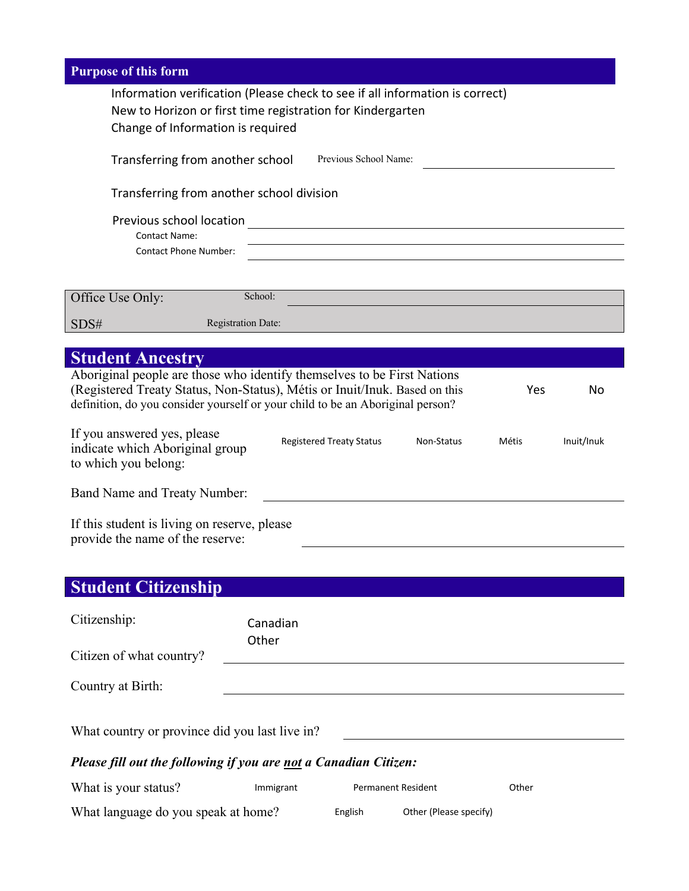## Purpose of this form

- Information verification (Please check to see if all information is correct)
- New to Horizon or first time registration for Kindergarten
- Change of Information is required
- Transferring from another school — Previous School Name: ______________________
- Transferring from another school division

Previous school location ______________________

Contact Name: ______________________

Contact Phone Number: ______________________

| Office Use Only: | School: |
|---|---|
| SDS# | Registration Date: |

## Student Ancestry

Aboriginal people are those who identify themselves to be First Nations (Registered Treaty Status, Non-Status), Métis or Inuit/Inuk. Based on this definition, do you consider yourself or your child to be an Aboriginal person? Yes No

If you answered yes, please indicate which Aboriginal group to which you belong: Registered Treaty Status Non-Status Métis Inuit/Inuk

Band Name and Treaty Number: ______________________

If this student is living on reserve, please provide the name of the reserve: ______________________

## Student Citizenship

Citizenship: Canadian Other

Citizen of what country? ______________________

Country at Birth: ______________________

What country or province did you last live in? ______________________

***Please fill out the following if you are not a Canadian Citizen:***

What is your status? Immigrant Permanent Resident Other

What language do you speak at home? English Other (Please specify)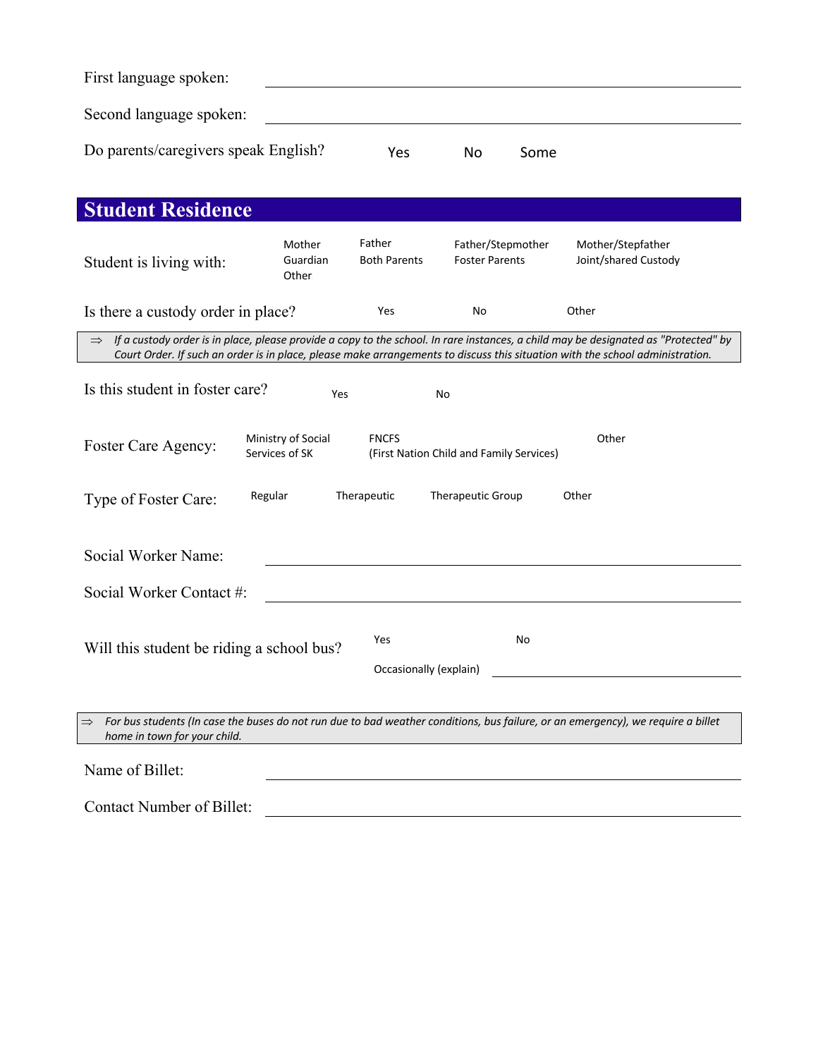First language spoken: ____________________

Second language spoken: ____________________

Do parents/caregivers speak English? Yes No Some

## Student Residence

Student is living with: Mother Guardian Other Father Both Parents Father/Stepmother Foster Parents Mother/Stepfather Joint/shared Custody

Is there a custody order in place? Yes No Other

> ⇒ *If a custody order is in place, please provide a copy to the school. In rare instances, a child may be designated as "Protected" by Court Order. If such an order is in place, please make arrangements to discuss this situation with the school administration.*

Is this student in foster care? Yes No

Foster Care Agency: Ministry of Social Services of SK FNCFS (First Nation Child and Family Services) Other

Type of Foster Care: Regular Therapeutic Therapeutic Group Other

Social Worker Name: ____________________

Social Worker Contact #: ____________________

Will this student be riding a school bus? Yes No Occasionally (explain) ____________________

> ⇒ *For bus students (In case the buses do not run due to bad weather conditions, bus failure, or an emergency), we require a billet home in town for your child.*

Name of Billet: ____________________

Contact Number of Billet: ____________________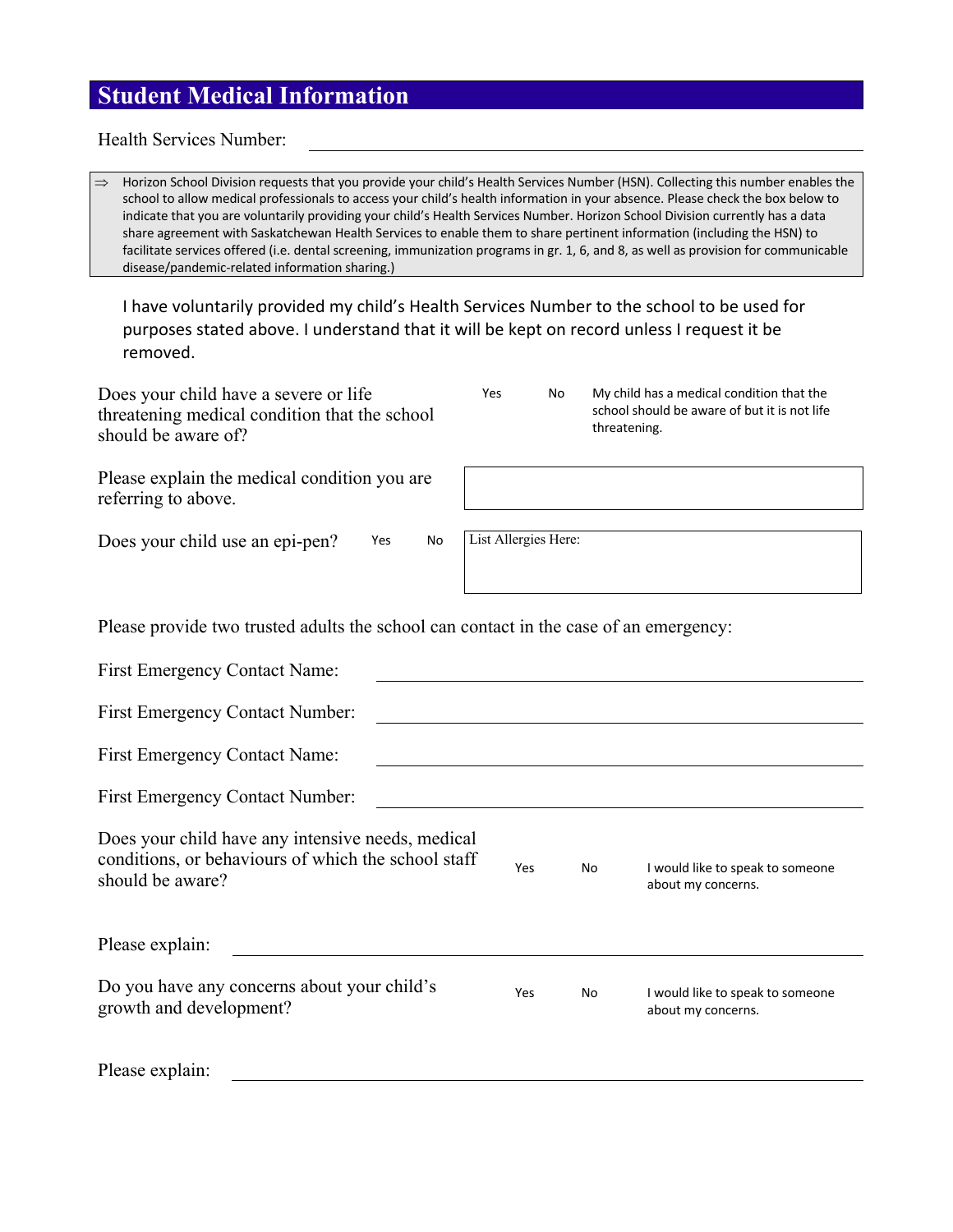## Student Medical Information

Health Services Number: ____________________

⇒ Horizon School Division requests that you provide your child's Health Services Number (HSN). Collecting this number enables the school to allow medical professionals to access your child's health information in your absence. Please check the box below to indicate that you are voluntarily providing your child's Health Services Number. Horizon School Division currently has a data share agreement with Saskatchewan Health Services to enable them to share pertinent information (including the HSN) to facilitate services offered (i.e. dental screening, immunization programs in gr. 1, 6, and 8, as well as provision for communicable disease/pandemic-related information sharing.)

I have voluntarily provided my child's Health Services Number to the school to be used for purposes stated above. I understand that it will be kept on record unless I request it be removed.

Does your child have a severe or life threatening medical condition that the school should be aware of? Yes No My child has a medical condition that the school should be aware of but it is not life threatening.

Please explain the medical condition you are referring to above. ____________________

Does your child use an epi-pen? Yes No

List Allergies Here: ____________________

Please provide two trusted adults the school can contact in the case of an emergency:

First Emergency Contact Name: ____________________

First Emergency Contact Number: ____________________

First Emergency Contact Name: ____________________

First Emergency Contact Number: ____________________

Does your child have any intensive needs, medical conditions, or behaviours of which the school staff should be aware? Yes No I would like to speak to someone about my concerns.

Please explain: ____________________

Do you have any concerns about your child's growth and development? Yes No I would like to speak to someone about my concerns.

Please explain: ____________________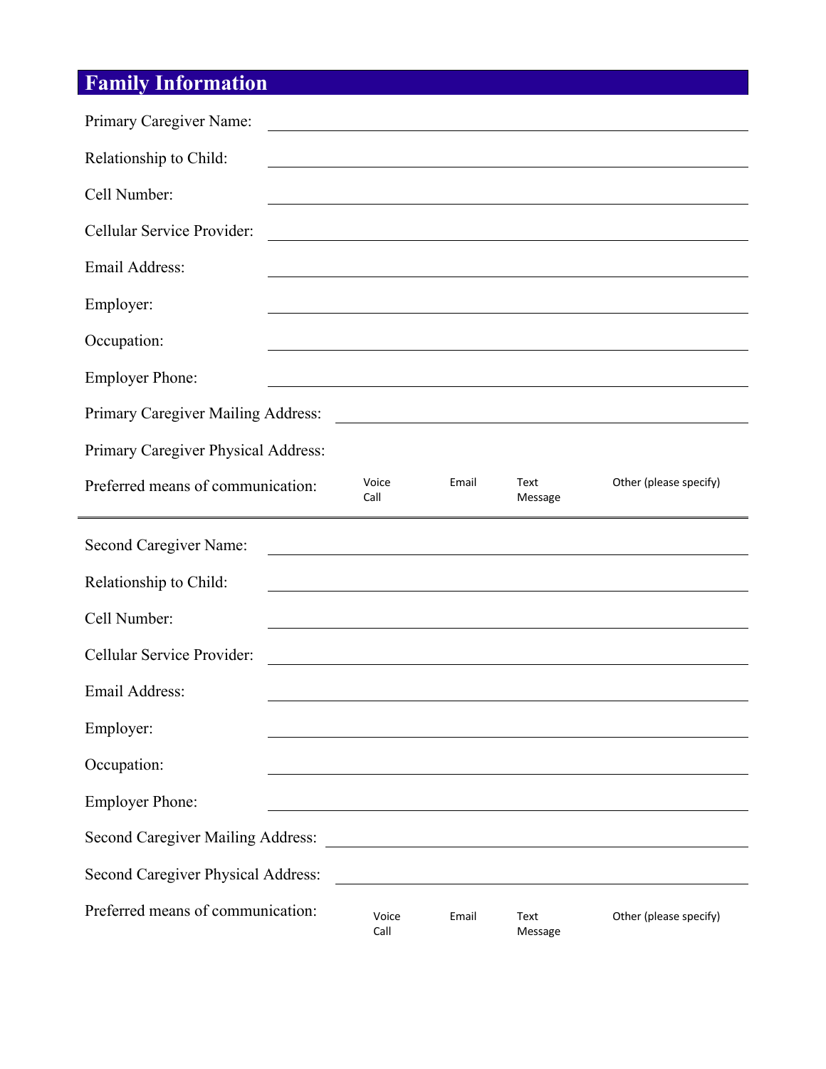## Family Information

Primary Caregiver Name: ______________________________

Relationship to Child: ______________________________

Cell Number: ______________________________

Cellular Service Provider: ______________________________

Email Address: ______________________________

Employer: ______________________________

Occupation: ______________________________

Employer Phone: ______________________________

Primary Caregiver Mailing Address: ______________________________

Primary Caregiver Physical Address:

Preferred means of communication: Voice Call    Email    Text Message    Other (please specify)

---

Second Caregiver Name: ______________________________

Relationship to Child: ______________________________

Cell Number: ______________________________

Cellular Service Provider: ______________________________

Email Address: ______________________________

Employer: ______________________________

Occupation: ______________________________

Employer Phone: ______________________________

Second Caregiver Mailing Address: ______________________________

Second Caregiver Physical Address: ______________________________

Preferred means of communication: Voice Call    Email    Text Message    Other (please specify)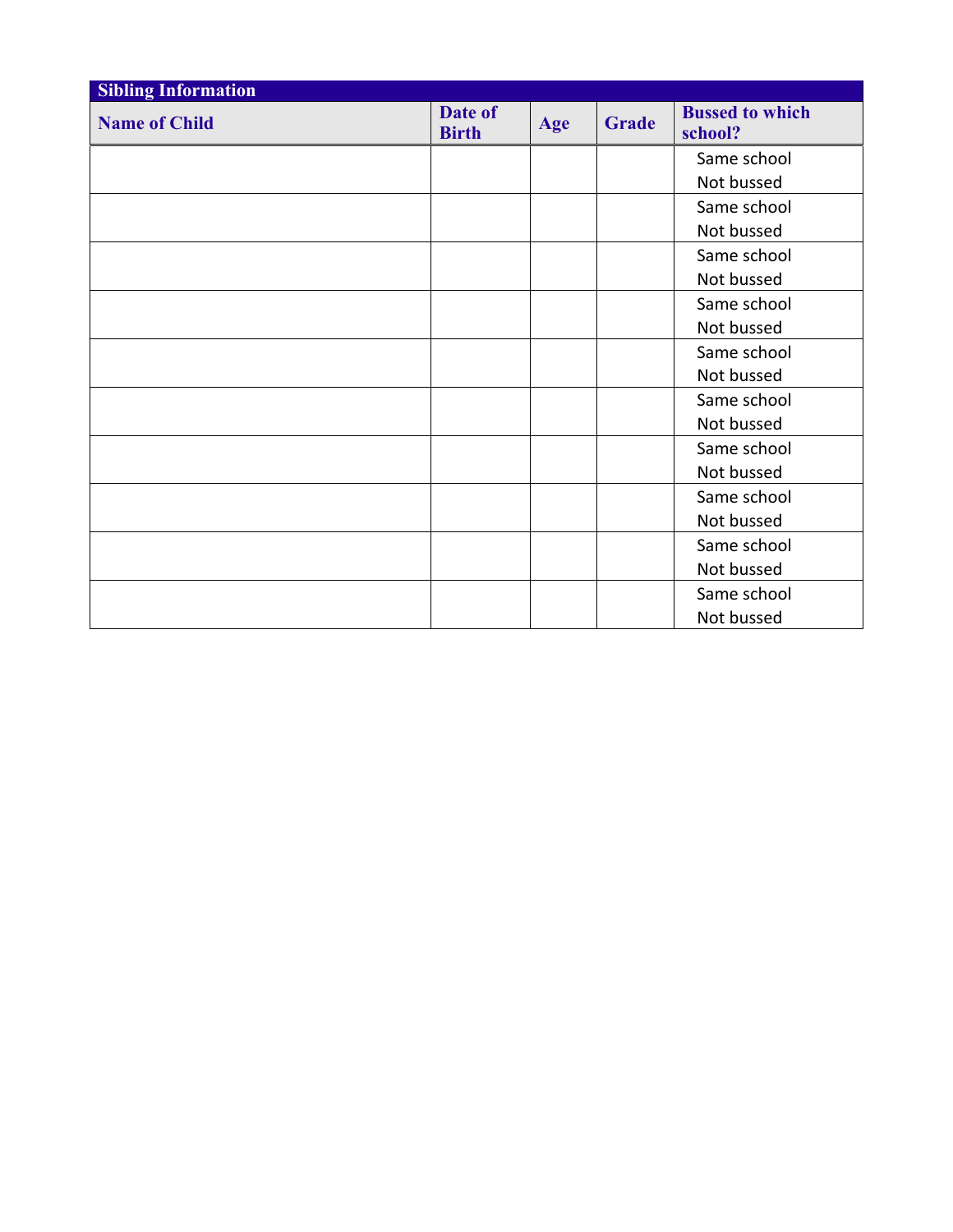**Sibling Information**

| Name of Child | Date of Birth | Age | Grade | Bussed to which school? |
|---|---|---|---|---|
| | | | | Same school<br>Not bussed |
| | | | | Same school<br>Not bussed |
| | | | | Same school<br>Not bussed |
| | | | | Same school<br>Not bussed |
| | | | | Same school<br>Not bussed |
| | | | | Same school<br>Not bussed |
| | | | | Same school<br>Not bussed |
| | | | | Same school<br>Not bussed |
| | | | | Same school<br>Not bussed |
| | | | | Same school<br>Not bussed |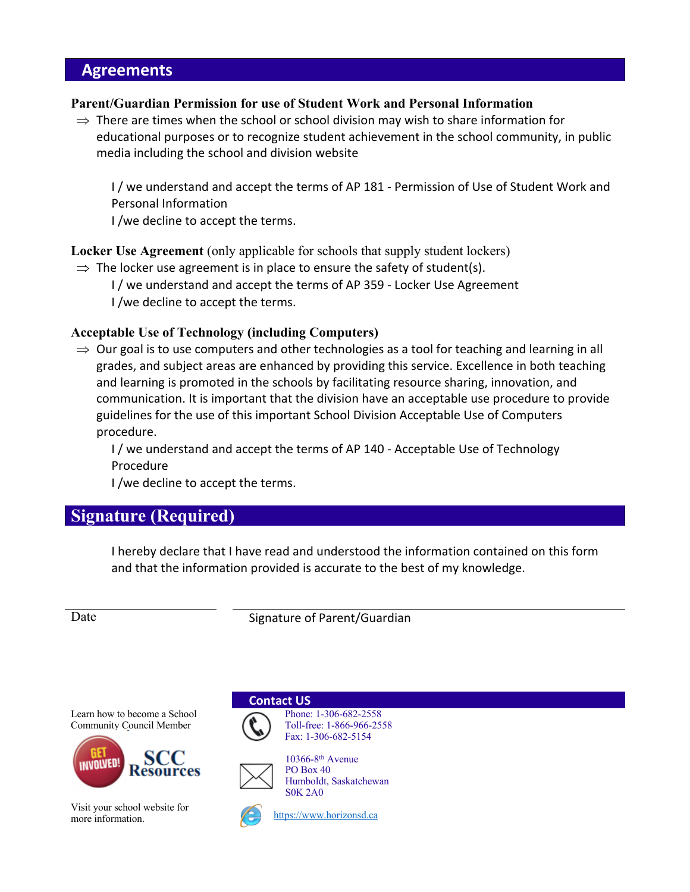## Agreements

**Parent/Guardian Permission for use of Student Work and Personal Information**

⇒ There are times when the school or school division may wish to share information for educational purposes or to recognize student achievement in the school community, in public media including the school and division website

I / we understand and accept the terms of AP 181 - Permission of Use of Student Work and Personal Information

I /we decline to accept the terms.

**Locker Use Agreement** (only applicable for schools that supply student lockers)

⇒ The locker use agreement is in place to ensure the safety of student(s).

I / we understand and accept the terms of AP 359 - Locker Use Agreement

I /we decline to accept the terms.

**Acceptable Use of Technology (including Computers)**

⇒ Our goal is to use computers and other technologies as a tool for teaching and learning in all grades, and subject areas are enhanced by providing this service. Excellence in both teaching and learning is promoted in the schools by facilitating resource sharing, innovation, and communication. It is important that the division have an acceptable use procedure to provide guidelines for the use of this important School Division Acceptable Use of Computers procedure.

I / we understand and accept the terms of AP 140 - Acceptable Use of Technology Procedure

I /we decline to accept the terms.

## Signature (Required)

I hereby declare that I have read and understood the information contained on this form and that the information provided is accurate to the best of my knowledge.

Date

Signature of Parent/Guardian

Learn how to become a School Community Council Member

GET INVOLVED! SCC Resources

Visit your school website for more information.

### Contact US

Phone: 1-306-682-2558
Toll-free: 1-866-966-2558
Fax: 1-306-682-5154

10366-8th Avenue
PO Box 40
Humboldt, Saskatchewan
S0K 2A0

https://www.horizonsd.ca